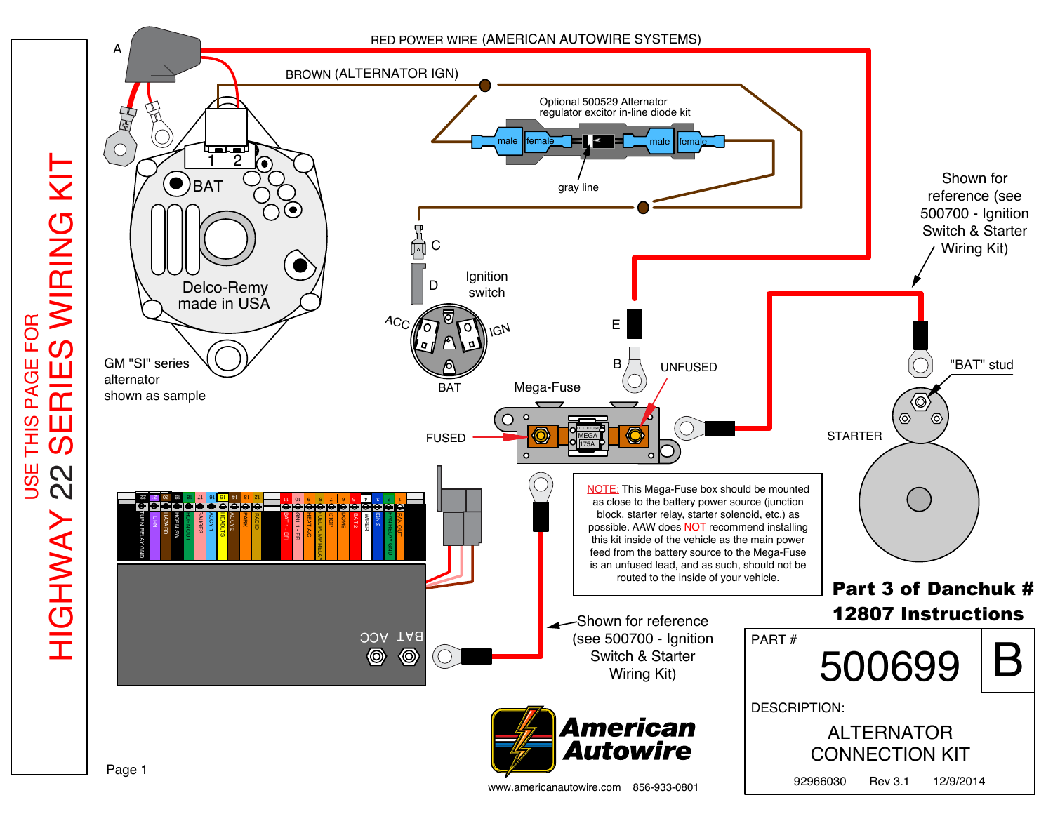# USE THIS PAGE FOR HIGHWAY 22 SERIES WIRING KIT

RED POWER WIRE (AMERICAN AUTOWIRE SYSTEMS)

BROWN (ALTERNATOR IGN)

Optional 500529 Alternator regulator excitor in-line diode kit

male | female | male | female

gray line

A

BAT

1 2

Delco-Remy made in USA

GM "SI" series alternator shown as sample

C

D

Ignition switch

ACC IGN BAT

E

B

UNFUSED

Mega-Fuse

FUSED

Shown for reference (see 500700 - Ignition Switch & Starter Wiring Kit)

"BAT" stud

STARTER

NOTE: This Mega-Fuse box should be mounted as close to the battery power source (junction block, starter relay, starter solenoid, etc.) as possible. AAW does NOT recommend installing this kit inside of the vehicle as the main power feed from the battery source to the Mega-Fuse is an unfused lead, and as such, should not be routed to the inside of your vehicle.

Shown for reference (see 500700 - Ignition Switch & Starter Wiring Kit)

BAT ACC

22 TURN RELAY GND, 21 TURN, 20 HAZARD, 19 HORN SW, 18 HORN OUT, 17 GAUGES, 16 ACCY 1, 15 HEADLTS, 14 ACCY 2, 13 PARK, 12 RADIO, 11 BAT 1 - EFI, 10 IGN 1 - EFI, 9 HEAT A/C, 8 FUEL PUMP RELAY, 7 STOP, 6 DOME, 5 BAT 2, 4 WIPER, 3 IGN 2, 2 FAN RELAY GND, 1 FAN OUT

**Part 3 of Danchuk # 12807 Instructions**

American Autowire

www.americanautowire.com 856-933-0801

PART # 500699 B

DESCRIPTION:

ALTERNATOR CONNECTION KIT

92966030 Rev 3.1 12/9/2014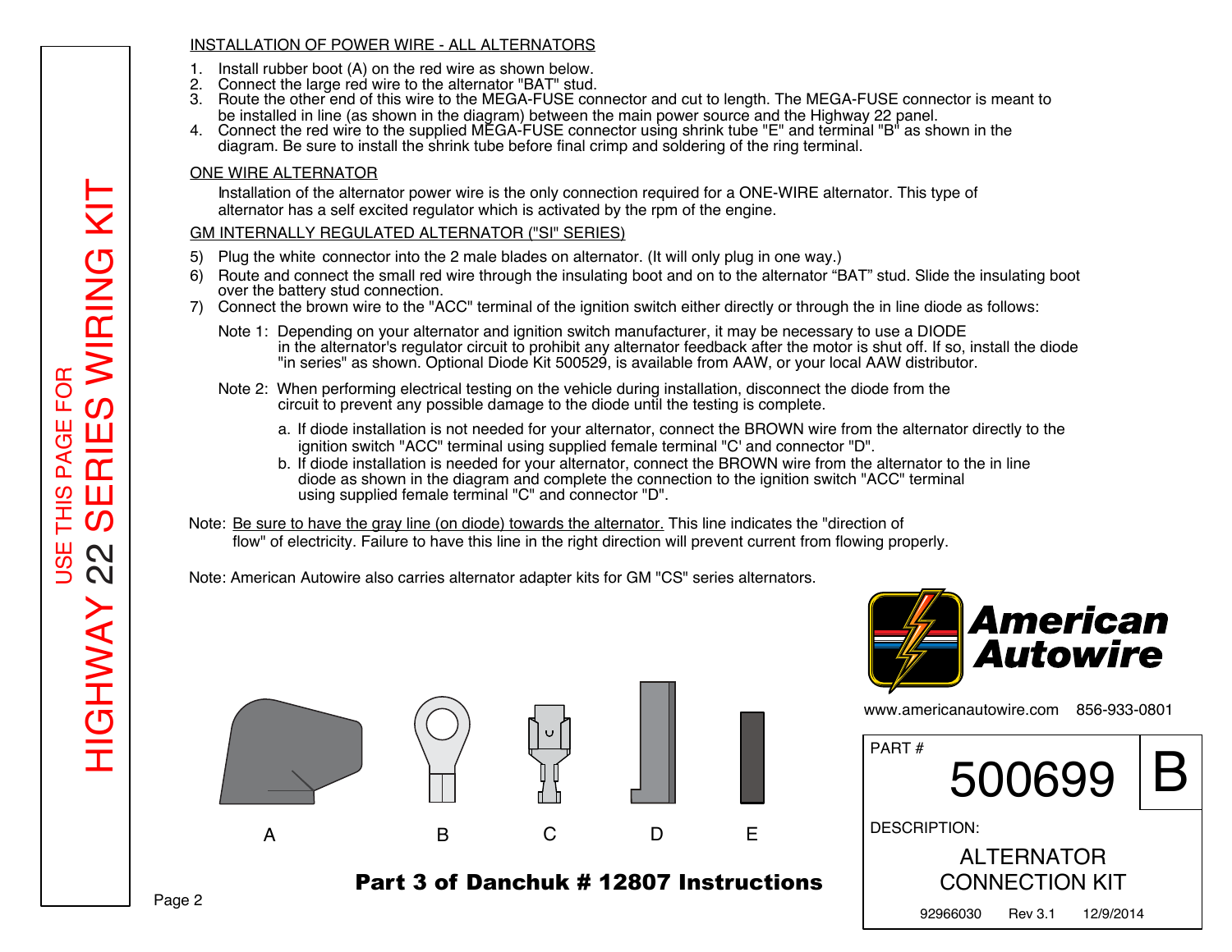USE THIS PAGE FOR HIGHWAY 22 SERIES WIRING KIT

## INSTALLATION OF POWER WIRE - ALL ALTERNATORS

1. Install rubber boot (A) on the red wire as shown below.
2. Connect the large red wire to the alternator "BAT" stud.
3. Route the other end of this wire to the MEGA-FUSE connector and cut to length. The MEGA-FUSE connector is meant to be installed in line (as shown in the diagram) between the main power source and the Highway 22 panel.
4. Connect the red wire to the supplied MEGA-FUSE connector using shrink tube "E" and terminal "B" as shown in the diagram. Be sure to install the shrink tube before final crimp and soldering of the ring terminal.

## ONE WIRE ALTERNATOR

Installation of the alternator power wire is the only connection required for a ONE-WIRE alternator. This type of alternator has a self excited regulator which is activated by the rpm of the engine.

## GM INTERNALLY REGULATED ALTERNATOR ("SI" SERIES)

5) Plug the white connector into the 2 male blades on alternator. (It will only plug in one way.)
6) Route and connect the small red wire through the insulating boot and on to the alternator “BAT” stud. Slide the insulating boot over the battery stud connection.
7) Connect the brown wire to the "ACC" terminal of the ignition switch either directly or through the in line diode as follows:

Note 1: Depending on your alternator and ignition switch manufacturer, it may be necessary to use a DIODE in the alternator's regulator circuit to prohibit any alternator feedback after the motor is shut off. If so, install the diode "in series" as shown. Optional Diode Kit 500529, is available from AAW, or your local AAW distributor.

Note 2: When performing electrical testing on the vehicle during installation, disconnect the diode from the circuit to prevent any possible damage to the diode until the testing is complete.

a. If diode installation is not needed for your alternator, connect the BROWN wire from the alternator directly to the ignition switch "ACC" terminal using supplied female terminal "C' and connector "D".
b. If diode installation is needed for your alternator, connect the BROWN wire from the alternator to the in line diode as shown in the diagram and complete the connection to the ignition switch "ACC" terminal using supplied female terminal "C" and connector "D".

Note: Be sure to have the gray line (on diode) towards the alternator. This line indicates the "direction of flow" of electricity. Failure to have this line in the right direction will prevent current from flowing properly.

Note: American Autowire also carries alternator adapter kits for GM "CS" series alternators.

A B C D E

**Part 3 of Danchuk # 12807 Instructions**

American Autowire

www.americanautowire.com 856-933-0801

| PART # | |
|---|---|
| 500699 | B |
| DESCRIPTION: ALTERNATOR CONNECTION KIT | |
| 92966030 Rev 3.1 12/9/2014 | |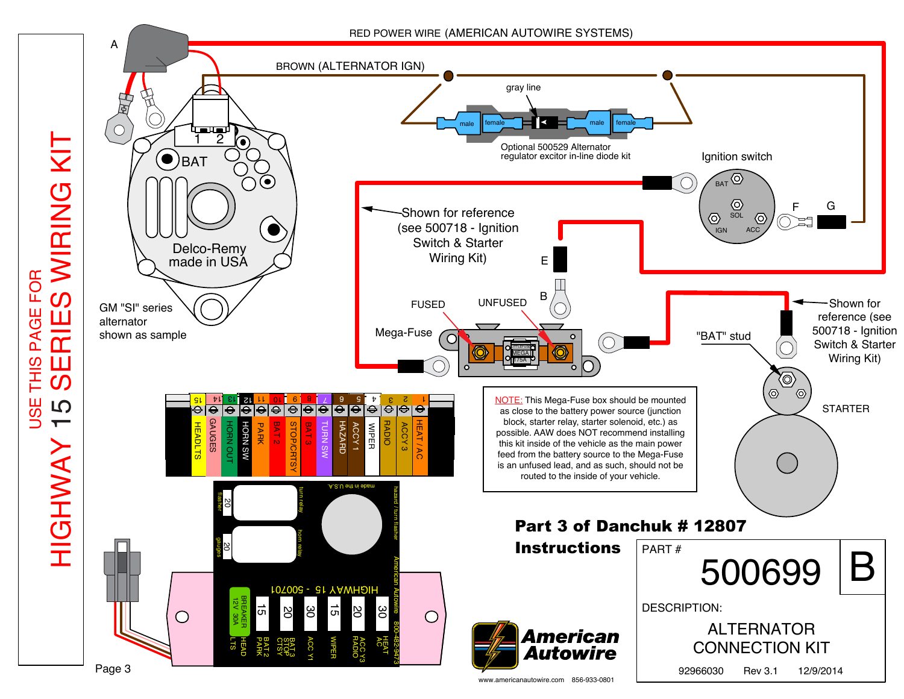# USE THIS PAGE FOR HIGHWAY 15 SERIES WIRING KIT

RED POWER WIRE (AMERICAN AUTOWIRE SYSTEMS)

A

BROWN (ALTERNATOR IGN)

gray line

male | female | male | female

Optional 500529 Alternator regulator excitor in-line diode kit

1 2

BAT

Delco-Remy made in USA

GM "SI" series alternator shown as sample

Ignition switch

BAT | SOL | IGN | ACC

F G

Shown for reference (see 500718 - Ignition Switch & Starter Wiring Kit)

E

B

FUSED | UNFUSED

Mega-Fuse

"BAT" stud

Shown for reference (see 500718 - Ignition Switch & Starter Wiring Kit)

STARTER

| 15 | 14 | 13 | 12 | 11 | 10 | 9 | 8 | 7 | 6 | 5 | 4 | 3 | 2 | 1 |
|---|---|---|---|---|---|---|---|---|---|---|---|---|---|---|
| HEADLTS | GAUGES | HORN OUT | HORN SW | PARK | BAT 2 | STOP/CRTSY | BAT 3 | TURN SW | HAZARD | ACCY 1 | WIPER | RADIO | ACCY 3 | HEAT / AC |

HIGHWAY 15 - 500701

20 flasher | 20 gauges | turn relay | horn relay | made in the U.S.A. | hazard / turn flasher | American Autowire 800-482-9473

| BREAKER 12V 30A | 15 | 20 | 30 | 15 | 20 | 30 |
|---|---|---|---|---|---|---|
| HEAD LTS | BAT 2 PARK | BAT 3 STOP CTSY | ACC Y1 | WIPER | ACC Y3 RADIO | HEAT AC |

NOTE: This Mega-Fuse box should be mounted as close to the battery power source (junction block, starter relay, starter solenoid, etc.) as possible. AAW does NOT recommend installing this kit inside of the vehicle as the main power feed from the battery source to the Mega-Fuse is an unfused lead, and as such, should not be routed to the inside of your vehicle.

**Part 3 of Danchuk # 12807**

**Instructions**

| PART # | 500699 | B |
|---|---|---|
| DESCRIPTION: | ALTERNATOR CONNECTION KIT | |
| 92966030 | Rev 3.1 | 12/9/2014 |

American Autowire

www.americanautowire.com 856-933-0801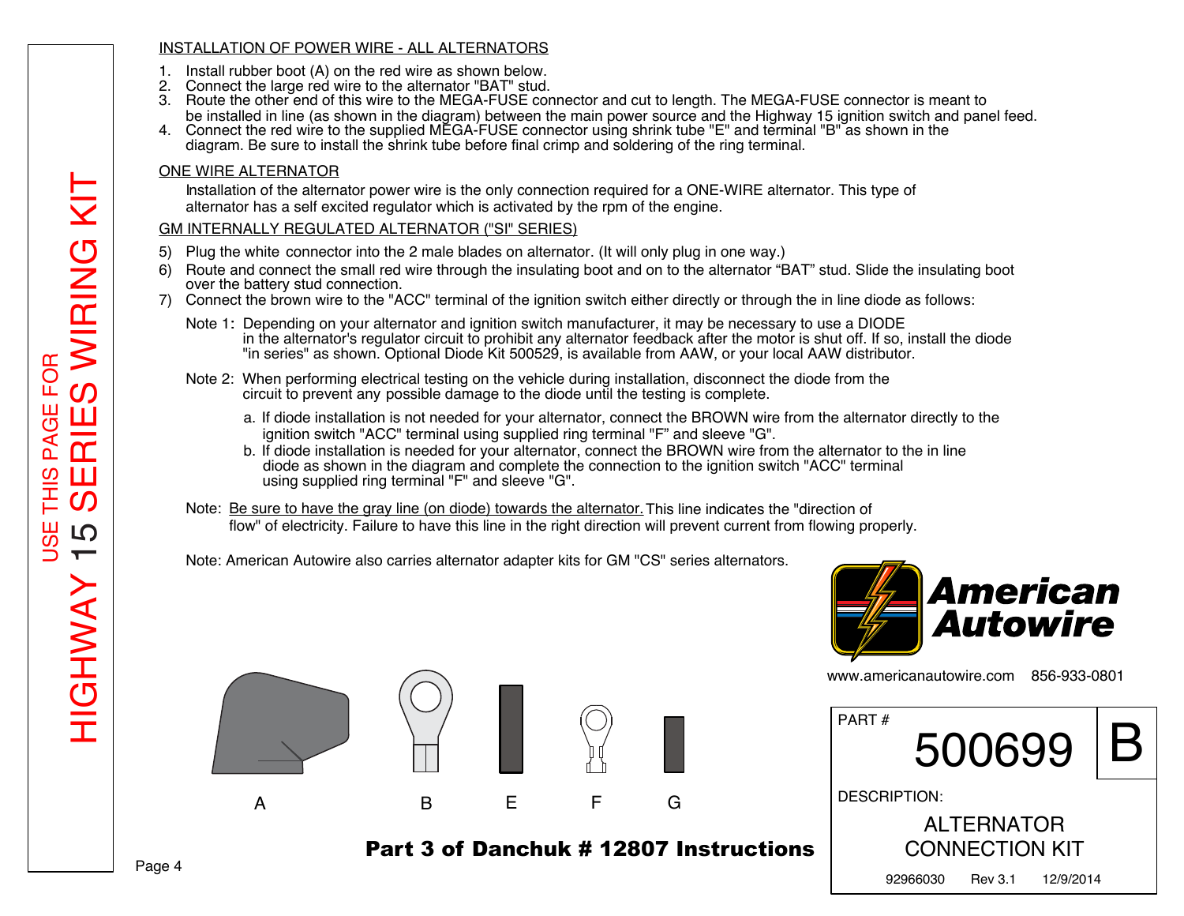USE THIS PAGE FOR HIGHWAY 15 SERIES WIRING KIT

## INSTALLATION OF POWER WIRE - ALL ALTERNATORS

1. Install rubber boot (A) on the red wire as shown below.
2. Connect the large red wire to the alternator "BAT" stud.
3. Route the other end of this wire to the MEGA-FUSE connector and cut to length. The MEGA-FUSE connector is meant to be installed in line (as shown in the diagram) between the main power source and the Highway 15 ignition switch and panel feed.
4. Connect the red wire to the supplied MEGA-FUSE connector using shrink tube "E" and terminal "B" as shown in the diagram. Be sure to install the shrink tube before final crimp and soldering of the ring terminal.

## ONE WIRE ALTERNATOR

Installation of the alternator power wire is the only connection required for a ONE-WIRE alternator. This type of alternator has a self excited regulator which is activated by the rpm of the engine.

## GM INTERNALLY REGULATED ALTERNATOR ("SI" SERIES)

5) Plug the white connector into the 2 male blades on alternator. (It will only plug in one way.)
6) Route and connect the small red wire through the insulating boot and on to the alternator “BAT” stud. Slide the insulating boot over the battery stud connection.
7) Connect the brown wire to the "ACC" terminal of the ignition switch either directly or through the in line diode as follows:

Note 1: Depending on your alternator and ignition switch manufacturer, it may be necessary to use a DIODE in the alternator's regulator circuit to prohibit any alternator feedback after the motor is shut off. If so, install the diode "in series" as shown. Optional Diode Kit 500529, is available from AAW, or your local AAW distributor.

Note 2: When performing electrical testing on the vehicle during installation, disconnect the diode from the circuit to prevent any possible damage to the diode until the testing is complete.

a. If diode installation is not needed for your alternator, connect the BROWN wire from the alternator directly to the ignition switch "ACC" terminal using supplied ring terminal "F” and sleeve "G".
b. If diode installation is needed for your alternator, connect the BROWN wire from the alternator to the in line diode as shown in the diagram and complete the connection to the ignition switch "ACC" terminal using supplied ring terminal "F" and sleeve "G".

Note: Be sure to have the gray line (on diode) towards the alternator. This line indicates the "direction of flow" of electricity. Failure to have this line in the right direction will prevent current from flowing properly.

Note: American Autowire also carries alternator adapter kits for GM "CS" series alternators.

A B E F G

**Part 3 of Danchuk # 12807 Instructions**

American Autowire

www.americanautowire.com 856-933-0801

| | |
|---|---|
| PART # 500699 | B |
| DESCRIPTION: ALTERNATOR CONNECTION KIT | |
| 92966030 Rev 3.1 12/9/2014 | |